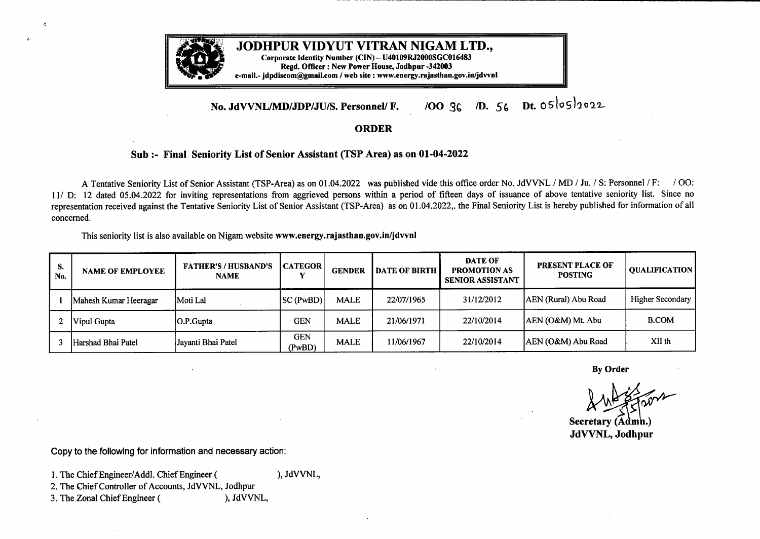# JODHPUR VIDYUT VITRAN NIGAM LTD.,

**Corporate Identity Number (CIN) – U40109RJ2000SGC016483**
**Regd. Officer : New Power House, Jodhpur -342003**
**e-mail.- jdpdiscom@gmail.com / web site : www.energy.rajasthan.gov.in/jdvvnl**

**No. JdVVNL/MD/JDP/JU/S. Personnel/ F. /OO 36 /D. 56 Dt. 05/05/2022**

## ORDER

### Sub :- Final Seniority List of Senior Assistant (TSP Area) as on 01-04-2022

A Tentative Seniority List of Senior Assistant (TSP-Area) as on 01.04.2022 was published vide this office order No. JdVVNL / MD / Ju. / S: Personnel / F: / OO: 11/ D: 12 dated 05.04.2022 for inviting representations from aggrieved persons within a period of fifteen days of issuance of above tentative seniority list. Since no representation received against the Tentative Seniority List of Senior Assistant (TSP-Area) as on 01.04.2022,. the Final Seniority List is hereby published for information of all concerned.

This seniority list is also available on Nigam website **www.energy.rajasthan.gov.in/jdvvnl**

| S. No. | NAME OF EMPLOYEE | FATHER'S / HUSBAND'S NAME | CATEGORY | GENDER | DATE OF BIRTH | DATE OF PROMOTION AS SENIOR ASSISTANT | PRESENT PLACE OF POSTING | QUALIFICATION |
|---|---|---|---|---|---|---|---|---|
| 1 | Mahesh Kumar Heeragar | Moti Lal | SC (PwBD) | MALE | 22/07/1965 | 31/12/2012 | AEN (Rural) Abu Road | Higher Secondary |
| 2 | Vipul Gupta | O.P.Gupta | GEN | MALE | 21/06/1971 | 22/10/2014 | AEN (O&M) Mt. Abu | B.COM |
| 3 | Harshad Bhai Patel | Jayanti Bhai Patel | GEN (PwBD) | MALE | 11/06/1967 | 22/10/2014 | AEN (O&M) Abu Road | XII th |

**By Order**

Sd/- 5/5/2022

**Secretary (Admn.)**
**JdVVNL, Jodhpur**

Copy to the following for information and necessary action:

1. The Chief Engineer/Addl. Chief Engineer ( ), JdVVNL,
2. The Chief Controller of Accounts, JdVVNL, Jodhpur
3. The Zonal Chief Engineer ( ), JdVVNL,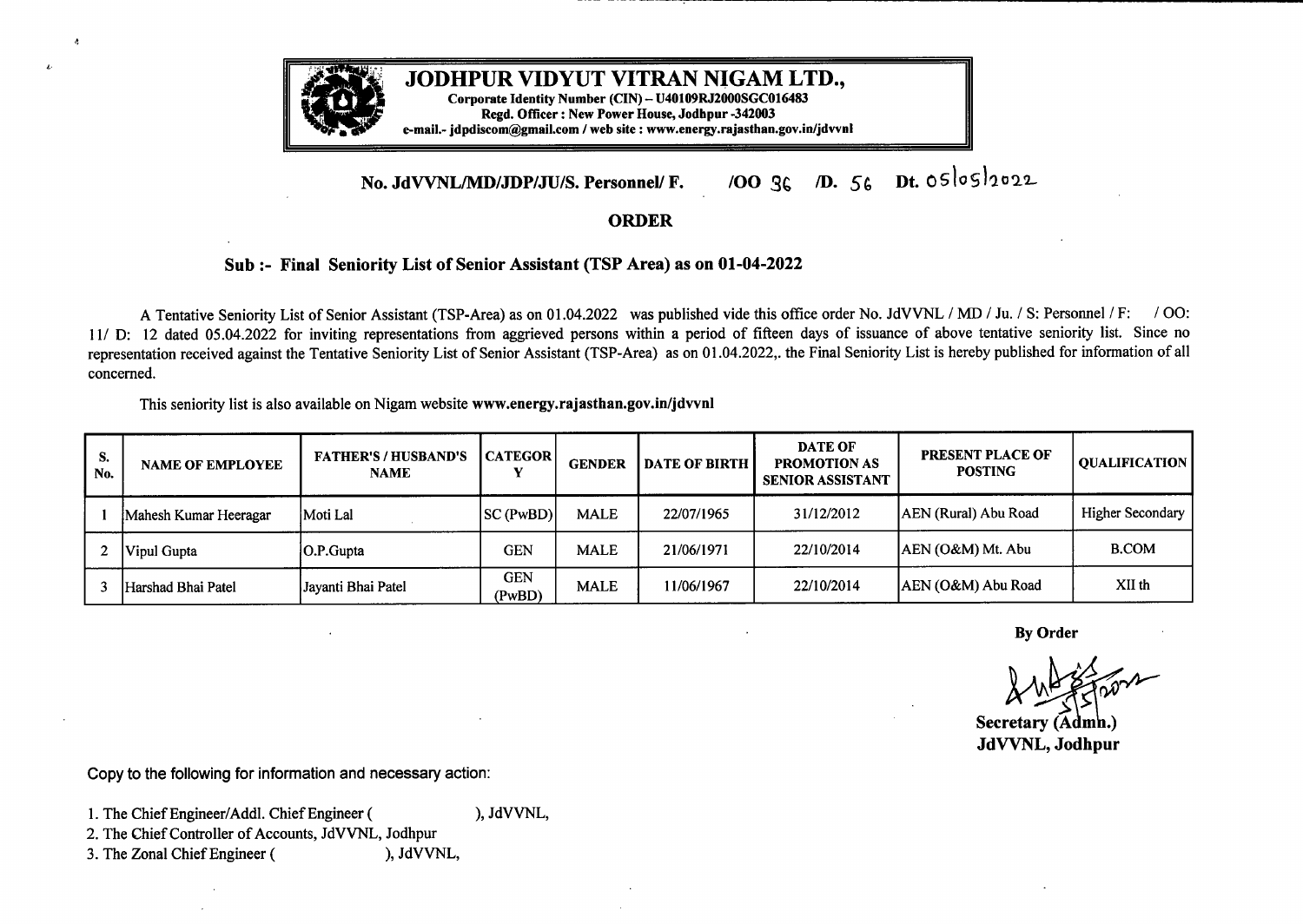# JODHPUR VIDYUT VITRAN NIGAM LTD.,

**Corporate Identity Number (CIN) – U40109RJ2000SGC016483**
**Regd. Officer : New Power House, Jodhpur -342003**
**e-mail.- jdpdiscom@gmail.com / web site : www.energy.rajasthan.gov.in/jdvvnl**

**No. JdVVNL/MD/JDP/JU/S. Personnel/ F. /OO 36 /D. 56 Dt. 05/05/2022**

## ORDER

### Sub :- Final Seniority List of Senior Assistant (TSP Area) as on 01-04-2022

A Tentative Seniority List of Senior Assistant (TSP-Area) as on 01.04.2022 was published vide this office order No. JdVVNL / MD / Ju. / S: Personnel / F: / OO: 11/ D: 12 dated 05.04.2022 for inviting representations from aggrieved persons within a period of fifteen days of issuance of above tentative seniority list. Since no representation received against the Tentative Seniority List of Senior Assistant (TSP-Area) as on 01.04.2022,. the Final Seniority List is hereby published for information of all concerned.

This seniority list is also available on Nigam website **www.energy.rajasthan.gov.in/jdvvnl**

| S. No. | NAME OF EMPLOYEE | FATHER'S / HUSBAND'S NAME | CATEGORY | GENDER | DATE OF BIRTH | DATE OF PROMOTION AS SENIOR ASSISTANT | PRESENT PLACE OF POSTING | QUALIFICATION |
|---|---|---|---|---|---|---|---|---|
| 1 | Mahesh Kumar Heeragar | Moti Lal | SC (PwBD) | MALE | 22/07/1965 | 31/12/2012 | AEN (Rural) Abu Road | Higher Secondary |
| 2 | Vipul Gupta | O.P.Gupta | GEN | MALE | 21/06/1971 | 22/10/2014 | AEN (O&M) Mt. Abu | B.COM |
| 3 | Harshad Bhai Patel | Jayanti Bhai Patel | GEN (PwBD) | MALE | 11/06/1967 | 22/10/2014 | AEN (O&M) Abu Road | XII th |

**By Order**

**Secretary (Admn.)**
**JdVVNL, Jodhpur**

Copy to the following for information and necessary action:

1. The Chief Engineer/Addl. Chief Engineer ( ), JdVVNL,
2. The Chief Controller of Accounts, JdVVNL, Jodhpur
3. The Zonal Chief Engineer ( ), JdVVNL,